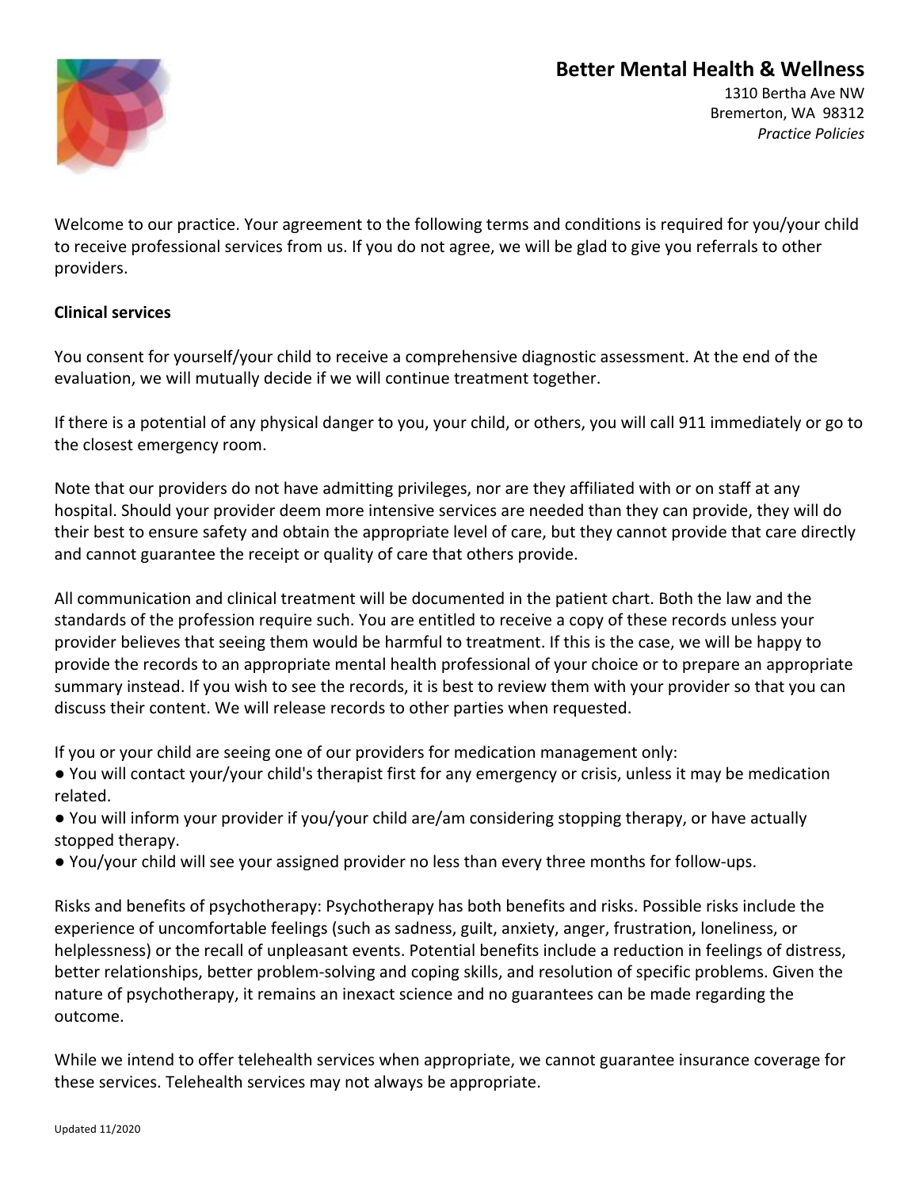# Better Mental Health & Wellness

1310 Bertha Ave NW
Bremerton, WA 98312
*Practice Policies*

Welcome to our practice. Your agreement to the following terms and conditions is required for you/your child to receive professional services from us. If you do not agree, we will be glad to give you referrals to other providers.

**Clinical services**

You consent for yourself/your child to receive a comprehensive diagnostic assessment. At the end of the evaluation, we will mutually decide if we will continue treatment together.

If there is a potential of any physical danger to you, your child, or others, you will call 911 immediately or go to the closest emergency room.

Note that our providers do not have admitting privileges, nor are they affiliated with or on staff at any hospital. Should your provider deem more intensive services are needed than they can provide, they will do their best to ensure safety and obtain the appropriate level of care, but they cannot provide that care directly and cannot guarantee the receipt or quality of care that others provide.

All communication and clinical treatment will be documented in the patient chart. Both the law and the standards of the profession require such. You are entitled to receive a copy of these records unless your provider believes that seeing them would be harmful to treatment. If this is the case, we will be happy to provide the records to an appropriate mental health professional of your choice or to prepare an appropriate summary instead. If you wish to see the records, it is best to review them with your provider so that you can discuss their content. We will release records to other parties when requested.

If you or your child are seeing one of our providers for medication management only:

- You will contact your/your child's therapist first for any emergency or crisis, unless it may be medication related.
- You will inform your provider if you/your child are/am considering stopping therapy, or have actually stopped therapy.
- You/your child will see your assigned provider no less than every three months for follow-ups.

Risks and benefits of psychotherapy: Psychotherapy has both benefits and risks. Possible risks include the experience of uncomfortable feelings (such as sadness, guilt, anxiety, anger, frustration, loneliness, or helplessness) or the recall of unpleasant events. Potential benefits include a reduction in feelings of distress, better relationships, better problem-solving and coping skills, and resolution of specific problems. Given the nature of psychotherapy, it remains an inexact science and no guarantees can be made regarding the outcome.

While we intend to offer telehealth services when appropriate, we cannot guarantee insurance coverage for these services. Telehealth services may not always be appropriate.

Updated 11/2020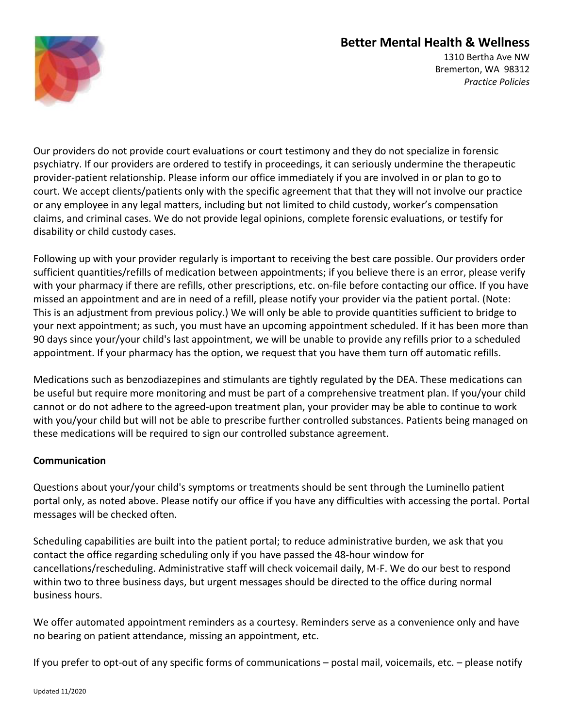Our providers do not provide court evaluations or court testimony and they do not specialize in forensic psychiatry. If our providers are ordered to testify in proceedings, it can seriously undermine the therapeutic provider-patient relationship. Please inform our office immediately if you are involved in or plan to go to court. We accept clients/patients only with the specific agreement that that they will not involve our practice or any employee in any legal matters, including but not limited to child custody, worker's compensation claims, and criminal cases. We do not provide legal opinions, complete forensic evaluations, or testify for disability or child custody cases.

Following up with your provider regularly is important to receiving the best care possible. Our providers order sufficient quantities/refills of medication between appointments; if you believe there is an error, please verify with your pharmacy if there are refills, other prescriptions, etc. on-file before contacting our office. If you have missed an appointment and are in need of a refill, please notify your provider via the patient portal. (Note: This is an adjustment from previous policy.) We will only be able to provide quantities sufficient to bridge to your next appointment; as such, you must have an upcoming appointment scheduled. If it has been more than 90 days since your/your child's last appointment, we will be unable to provide any refills prior to a scheduled appointment. If your pharmacy has the option, we request that you have them turn off automatic refills.

Medications such as benzodiazepines and stimulants are tightly regulated by the DEA. These medications can be useful but require more monitoring and must be part of a comprehensive treatment plan. If you/your child cannot or do not adhere to the agreed-upon treatment plan, your provider may be able to continue to work with you/your child but will not be able to prescribe further controlled substances. Patients being managed on these medications will be required to sign our controlled substance agreement.

**Communication**

Questions about your/your child's symptoms or treatments should be sent through the Luminello patient portal only, as noted above. Please notify our office if you have any difficulties with accessing the portal. Portal messages will be checked often.

Scheduling capabilities are built into the patient portal; to reduce administrative burden, we ask that you contact the office regarding scheduling only if you have passed the 48-hour window for cancellations/rescheduling. Administrative staff will check voicemail daily, M-F. We do our best to respond within two to three business days, but urgent messages should be directed to the office during normal business hours.

We offer automated appointment reminders as a courtesy. Reminders serve as a convenience only and have no bearing on patient attendance, missing an appointment, etc.

If you prefer to opt-out of any specific forms of communications – postal mail, voicemails, etc. – please notify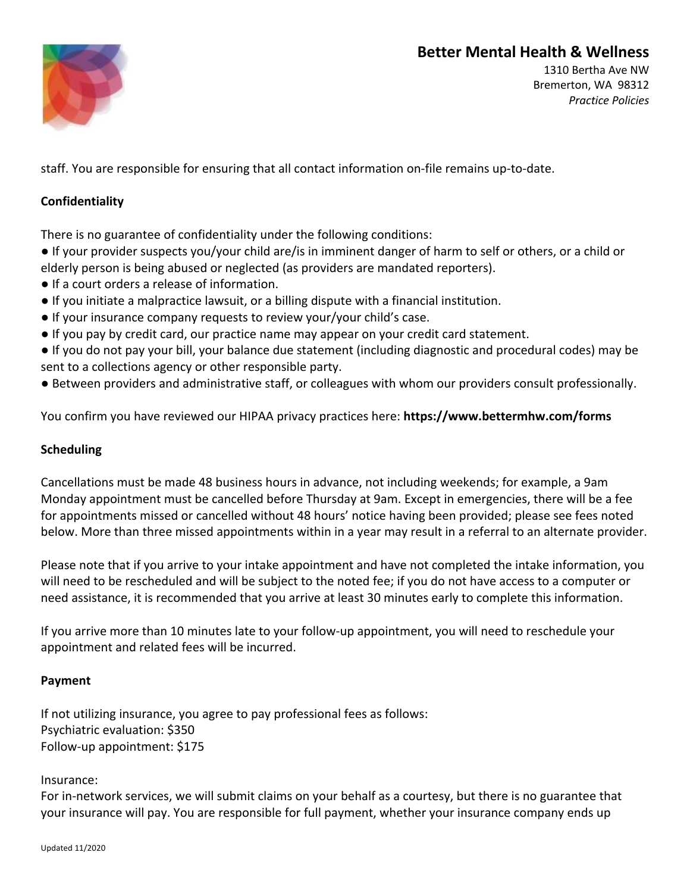staff. You are responsible for ensuring that all contact information on-file remains up-to-date.

**Confidentiality**

There is no guarantee of confidentiality under the following conditions:

- If your provider suspects you/your child are/is in imminent danger of harm to self or others, or a child or elderly person is being abused or neglected (as providers are mandated reporters).
- If a court orders a release of information.
- If you initiate a malpractice lawsuit, or a billing dispute with a financial institution.
- If your insurance company requests to review your/your child's case.
- If you pay by credit card, our practice name may appear on your credit card statement.
- If you do not pay your bill, your balance due statement (including diagnostic and procedural codes) may be sent to a collections agency or other responsible party.
- Between providers and administrative staff, or colleagues with whom our providers consult professionally.

You confirm you have reviewed our HIPAA privacy practices here: **https://www.bettermhw.com/forms**

**Scheduling**

Cancellations must be made 48 business hours in advance, not including weekends; for example, a 9am Monday appointment must be cancelled before Thursday at 9am. Except in emergencies, there will be a fee for appointments missed or cancelled without 48 hours' notice having been provided; please see fees noted below. More than three missed appointments within in a year may result in a referral to an alternate provider.

Please note that if you arrive to your intake appointment and have not completed the intake information, you will need to be rescheduled and will be subject to the noted fee; if you do not have access to a computer or need assistance, it is recommended that you arrive at least 30 minutes early to complete this information.

If you arrive more than 10 minutes late to your follow-up appointment, you will need to reschedule your appointment and related fees will be incurred.

**Payment**

If not utilizing insurance, you agree to pay professional fees as follows:
Psychiatric evaluation: $350
Follow-up appointment: $175

Insurance:
For in-network services, we will submit claims on your behalf as a courtesy, but there is no guarantee that your insurance will pay. You are responsible for full payment, whether your insurance company ends up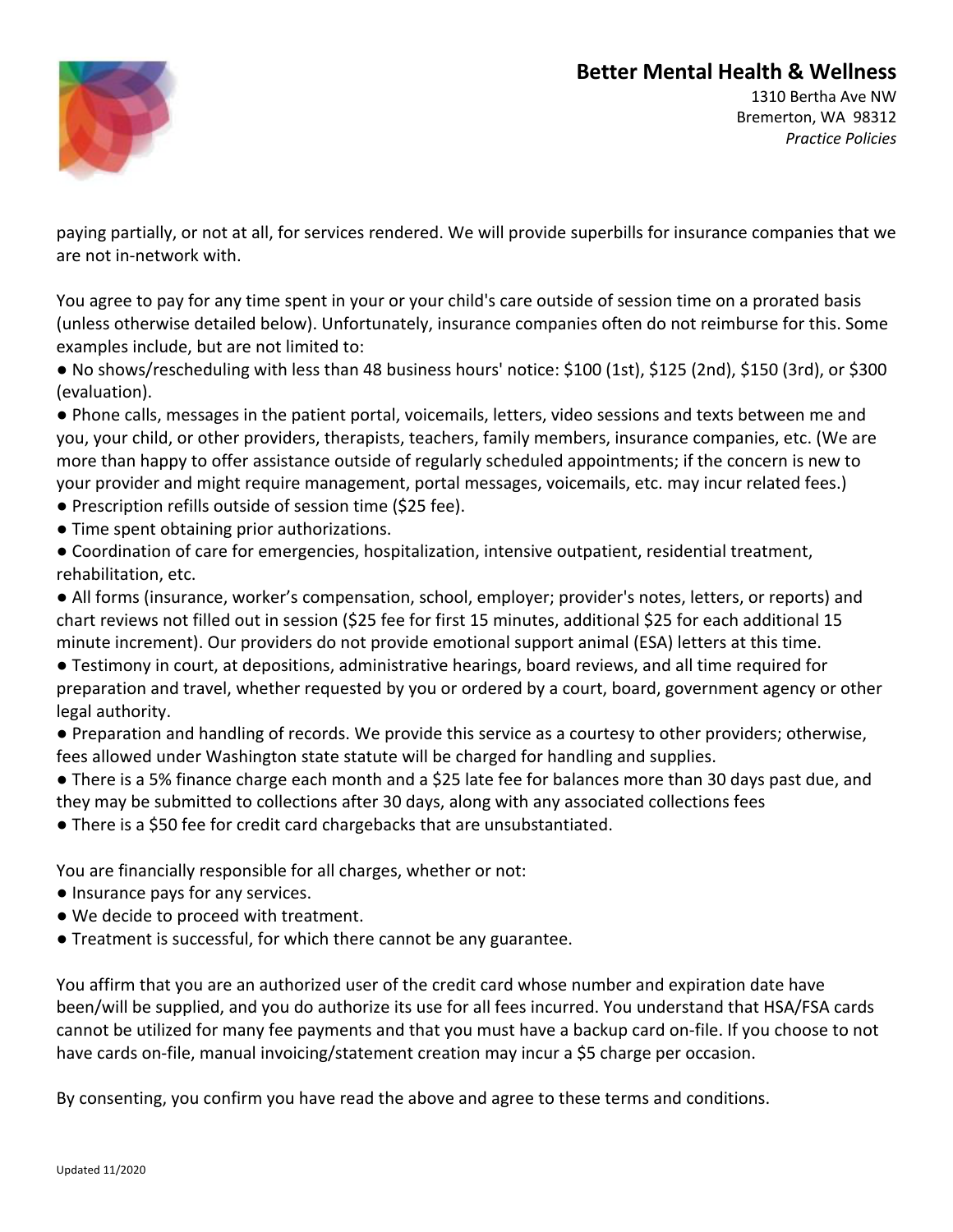paying partially, or not at all, for services rendered. We will provide superbills for insurance companies that we are not in-network with.

You agree to pay for any time spent in your or your child's care outside of session time on a prorated basis (unless otherwise detailed below). Unfortunately, insurance companies often do not reimburse for this. Some examples include, but are not limited to:

- No shows/rescheduling with less than 48 business hours' notice: $100 (1st), $125 (2nd), $150 (3rd), or $300 (evaluation).
- Phone calls, messages in the patient portal, voicemails, letters, video sessions and texts between me and you, your child, or other providers, therapists, teachers, family members, insurance companies, etc. (We are more than happy to offer assistance outside of regularly scheduled appointments; if the concern is new to your provider and might require management, portal messages, voicemails, etc. may incur related fees.)
- Prescription refills outside of session time ($25 fee).
- Time spent obtaining prior authorizations.
- Coordination of care for emergencies, hospitalization, intensive outpatient, residential treatment, rehabilitation, etc.
- All forms (insurance, worker's compensation, school, employer; provider's notes, letters, or reports) and chart reviews not filled out in session ($25 fee for first 15 minutes, additional $25 for each additional 15 minute increment). Our providers do not provide emotional support animal (ESA) letters at this time.
- Testimony in court, at depositions, administrative hearings, board reviews, and all time required for preparation and travel, whether requested by you or ordered by a court, board, government agency or other legal authority.
- Preparation and handling of records. We provide this service as a courtesy to other providers; otherwise, fees allowed under Washington state statute will be charged for handling and supplies.
- There is a 5% finance charge each month and a $25 late fee for balances more than 30 days past due, and they may be submitted to collections after 30 days, along with any associated collections fees
- There is a $50 fee for credit card chargebacks that are unsubstantiated.

You are financially responsible for all charges, whether or not:

- Insurance pays for any services.
- We decide to proceed with treatment.
- Treatment is successful, for which there cannot be any guarantee.

You affirm that you are an authorized user of the credit card whose number and expiration date have been/will be supplied, and you do authorize its use for all fees incurred. You understand that HSA/FSA cards cannot be utilized for many fee payments and that you must have a backup card on-file. If you choose to not have cards on-file, manual invoicing/statement creation may incur a $5 charge per occasion.

By consenting, you confirm you have read the above and agree to these terms and conditions.

Updated 11/2020